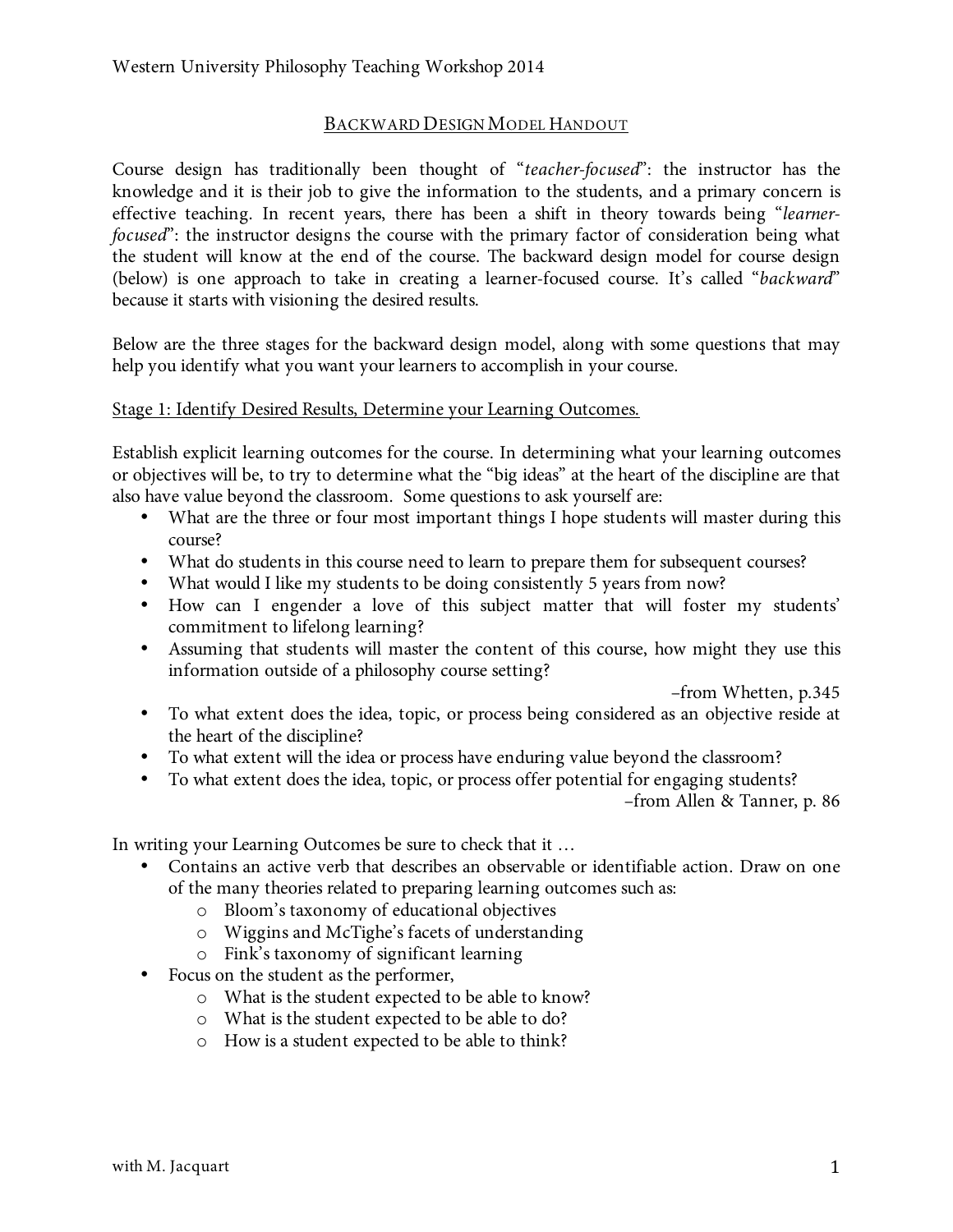# Backward Design Model Handout

Course design has traditionally been thought of "*teacher-focused*": the instructor has the knowledge and it is their job to give the information to the students, and a primary concern is effective teaching. In recent years, there has been a shift in theory towards being "*learner-focused*": the instructor designs the course with the primary factor of consideration being what the student will know at the end of the course. The backward design model for course design (below) is one approach to take in creating a learner-focused course. It's called "*backward*" because it starts with visioning the desired results.

Below are the three stages for the backward design model, along with some questions that may help you identify what you want your learners to accomplish in your course.

## Stage 1: Identify Desired Results, Determine your Learning Outcomes.

Establish explicit learning outcomes for the course. In determining what your learning outcomes or objectives will be, to try to determine what the "big ideas" at the heart of the discipline are that also have value beyond the classroom. Some questions to ask yourself are:

- What are the three or four most important things I hope students will master during this course?
- What do students in this course need to learn to prepare them for subsequent courses?
- What would I like my students to be doing consistently 5 years from now?
- How can I engender a love of this subject matter that will foster my students' commitment to lifelong learning?
- Assuming that students will master the content of this course, how might they use this information outside of a philosophy course setting?

–from Whetten, p.345

- To what extent does the idea, topic, or process being considered as an objective reside at the heart of the discipline?
- To what extent will the idea or process have enduring value beyond the classroom?
- To what extent does the idea, topic, or process offer potential for engaging students?

–from Allen & Tanner, p. 86

In writing your Learning Outcomes be sure to check that it …

- Contains an active verb that describes an observable or identifiable action. Draw on one of the many theories related to preparing learning outcomes such as:
  - Bloom's taxonomy of educational objectives
  - Wiggins and McTighe's facets of understanding
  - Fink's taxonomy of significant learning
- Focus on the student as the performer,
  - What is the student expected to be able to know?
  - What is the student expected to be able to do?
  - How is a student expected to be able to think?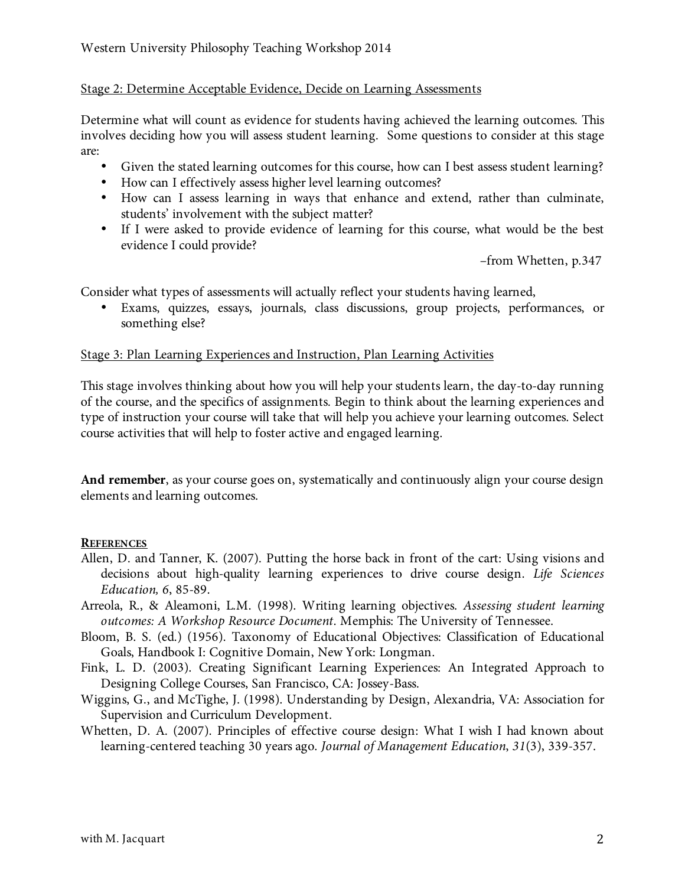Stage 2: Determine Acceptable Evidence, Decide on Learning Assessments

Determine what will count as evidence for students having achieved the learning outcomes. This involves deciding how you will assess student learning. Some questions to consider at this stage are:

- Given the stated learning outcomes for this course, how can I best assess student learning?
- How can I effectively assess higher level learning outcomes?
- How can I assess learning in ways that enhance and extend, rather than culminate, students' involvement with the subject matter?
- If I were asked to provide evidence of learning for this course, what would be the best evidence I could provide?

–from Whetten, p.347

Consider what types of assessments will actually reflect your students having learned,

- Exams, quizzes, essays, journals, class discussions, group projects, performances, or something else?

Stage 3: Plan Learning Experiences and Instruction, Plan Learning Activities

This stage involves thinking about how you will help your students learn, the day-to-day running of the course, and the specifics of assignments. Begin to think about the learning experiences and type of instruction your course will take that will help you achieve your learning outcomes. Select course activities that will help to foster active and engaged learning.

**And remember**, as your course goes on, systematically and continuously align your course design elements and learning outcomes.

## References

Allen, D. and Tanner, K. (2007). Putting the horse back in front of the cart: Using visions and decisions about high-quality learning experiences to drive course design. *Life Sciences Education, 6*, 85-89.

Arreola, R., & Aleamoni, L.M. (1998). Writing learning objectives. *Assessing student learning outcomes: A Workshop Resource Document*. Memphis: The University of Tennessee.

Bloom, B. S. (ed.) (1956). Taxonomy of Educational Objectives: Classification of Educational Goals, Handbook I: Cognitive Domain, New York: Longman.

Fink, L. D. (2003). Creating Significant Learning Experiences: An Integrated Approach to Designing College Courses, San Francisco, CA: Jossey-Bass.

Wiggins, G., and McTighe, J. (1998). Understanding by Design, Alexandria, VA: Association for Supervision and Curriculum Development.

Whetten, D. A. (2007). Principles of effective course design: What I wish I had known about learning-centered teaching 30 years ago. *Journal of Management Education*, *31*(3), 339-357.